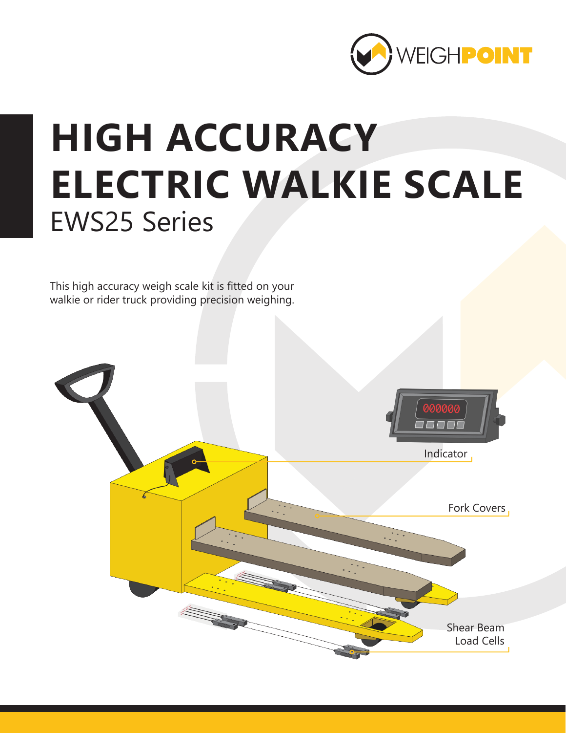# HIGH ACCURACY ELECTRIC WALKIE SCALE

## EWS25 Series

This high accuracy weigh scale kit is fitted on your walkie or rider truck providing precision weighing.

Indicator

Fork Covers

Shear Beam Load Cells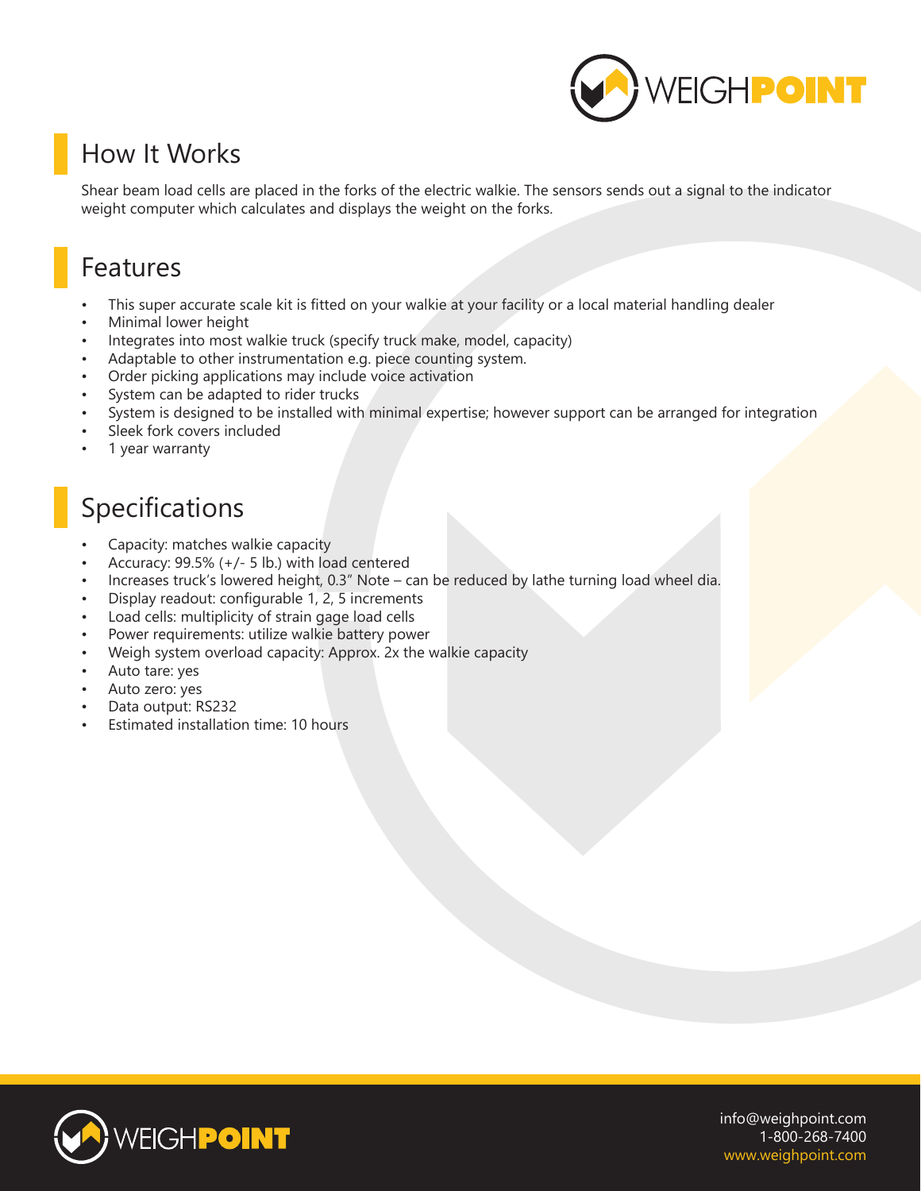## How It Works

Shear beam load cells are placed in the forks of the electric walkie. The sensors sends out a signal to the indicator weight computer which calculates and displays the weight on the forks.

## Features

- This super accurate scale kit is fitted on your walkie at your facility or a local material handling dealer
- Minimal lower height
- Integrates into most walkie truck (specify truck make, model, capacity)
- Adaptable to other instrumentation e.g. piece counting system.
- Order picking applications may include voice activation
- System can be adapted to rider trucks
- System is designed to be installed with minimal expertise; however support can be arranged for integration
- Sleek fork covers included
- 1 year warranty

## Specifications

- Capacity: matches walkie capacity
- Accuracy: 99.5% (+/- 5 lb.) with load centered
- Increases truck's lowered height, 0.3" Note – can be reduced by lathe turning load wheel dia.
- Display readout: configurable 1, 2, 5 increments
- Load cells: multiplicity of strain gage load cells
- Power requirements: utilize walkie battery power
- Weigh system overload capacity: Approx. 2x the walkie capacity
- Auto tare: yes
- Auto zero: yes
- Data output: RS232
- Estimated installation time: 10 hours

info@weighpoint.com
1-800-268-7400
www.weighpoint.com